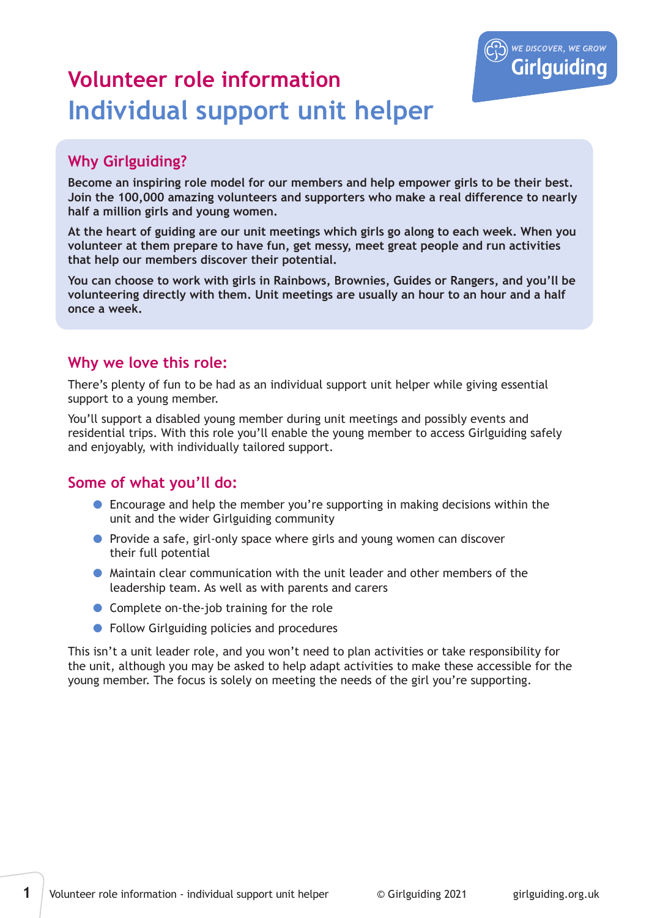# Volunteer role information

# Individual support unit helper

## Why Girlguiding?

**Become an inspiring role model for our members and help empower girls to be their best. Join the 100,000 amazing volunteers and supporters who make a real difference to nearly half a million girls and young women.**

**At the heart of guiding are our unit meetings which girls go along to each week. When you volunteer at them prepare to have fun, get messy, meet great people and run activities that help our members discover their potential.**

**You can choose to work with girls in Rainbows, Brownies, Guides or Rangers, and you'll be volunteering directly with them. Unit meetings are usually an hour to an hour and a half once a week.**

## Why we love this role:

There's plenty of fun to be had as an individual support unit helper while giving essential support to a young member.

You'll support a disabled young member during unit meetings and possibly events and residential trips. With this role you'll enable the young member to access Girlguiding safely and enjoyably, with individually tailored support.

## Some of what you'll do:

- Encourage and help the member you're supporting in making decisions within the unit and the wider Girlguiding community
- Provide a safe, girl-only space where girls and young women can discover their full potential
- Maintain clear communication with the unit leader and other members of the leadership team. As well as with parents and carers
- Complete on-the-job training for the role
- Follow Girlguiding policies and procedures

This isn't a unit leader role, and you won't need to plan activities or take responsibility for the unit, although you may be asked to help adapt activities to make these accessible for the young member. The focus is solely on meeting the needs of the girl you're supporting.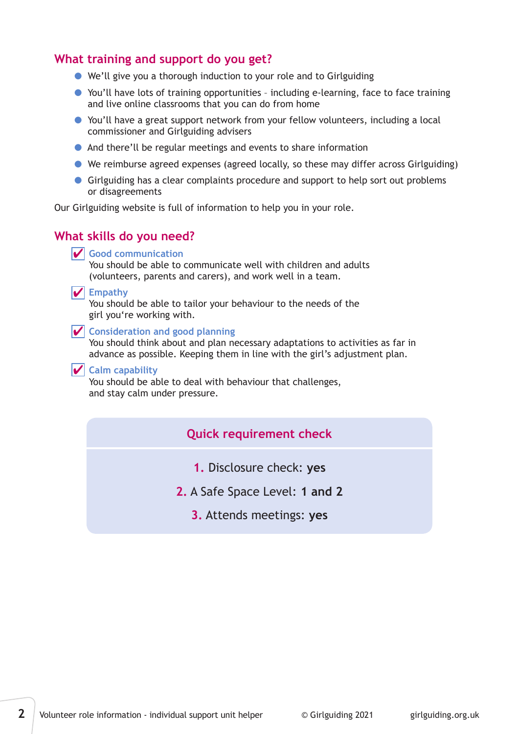## What training and support do you get?

- We'll give you a thorough induction to your role and to Girlguiding
- You'll have lots of training opportunities – including e-learning, face to face training and live online classrooms that you can do from home
- You'll have a great support network from your fellow volunteers, including a local commissioner and Girlguiding advisers
- And there'll be regular meetings and events to share information
- We reimburse agreed expenses (agreed locally, so these may differ across Girlguiding)
- Girlguiding has a clear complaints procedure and support to help sort out problems or disagreements

Our Girlguiding website is full of information to help you in your role.

## What skills do you need?

- ✔ **Good communication**
  You should be able to communicate well with children and adults (volunteers, parents and carers), and work well in a team.
- ✔ **Empathy**
  You should be able to tailor your behaviour to the needs of the girl you're working with.
- ✔ **Consideration and good planning**
  You should think about and plan necessary adaptations to activities as far in advance as possible. Keeping them in line with the girl's adjustment plan.
- ✔ **Calm capability**
  You should be able to deal with behaviour that challenges, and stay calm under pressure.

### Quick requirement check

1. Disclosure check: **yes**
2. A Safe Space Level: **1 and 2**
3. Attends meetings: **yes**